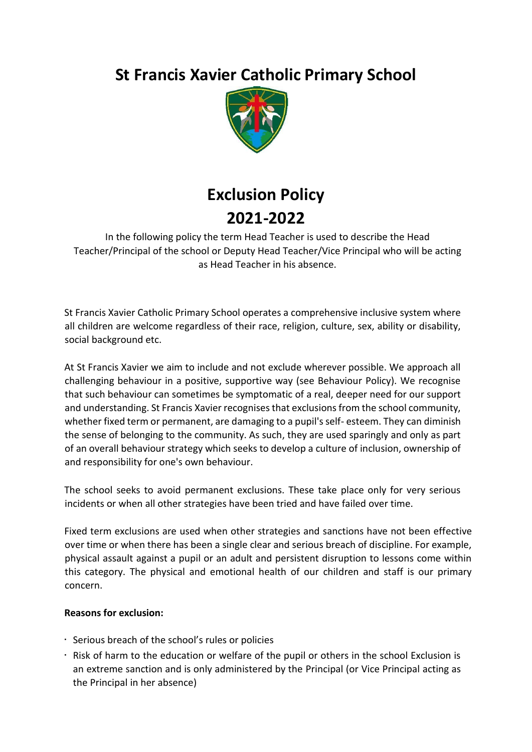# St Francis Xavier Catholic Primary School

# Exclusion Policy
# 2021-2022

In the following policy the term Head Teacher is used to describe the Head Teacher/Principal of the school or Deputy Head Teacher/Vice Principal who will be acting as Head Teacher in his absence.

St Francis Xavier Catholic Primary School operates a comprehensive inclusive system where all children are welcome regardless of their race, religion, culture, sex, ability or disability, social background etc.

At St Francis Xavier we aim to include and not exclude wherever possible. We approach all challenging behaviour in a positive, supportive way (see Behaviour Policy). We recognise that such behaviour can sometimes be symptomatic of a real, deeper need for our support and understanding. St Francis Xavier recognises that exclusions from the school community, whether fixed term or permanent, are damaging to a pupil's self- esteem. They can diminish the sense of belonging to the community. As such, they are used sparingly and only as part of an overall behaviour strategy which seeks to develop a culture of inclusion, ownership of and responsibility for one's own behaviour.

The school seeks to avoid permanent exclusions. These take place only for very serious incidents or when all other strategies have been tried and have failed over time.

Fixed term exclusions are used when other strategies and sanctions have not been effective over time or when there has been a single clear and serious breach of discipline. For example, physical assault against a pupil or an adult and persistent disruption to lessons come within this category. The physical and emotional health of our children and staff is our primary concern.

**Reasons for exclusion:**

- Serious breach of the school's rules or policies
- Risk of harm to the education or welfare of the pupil or others in the school Exclusion is an extreme sanction and is only administered by the Principal (or Vice Principal acting as the Principal in her absence)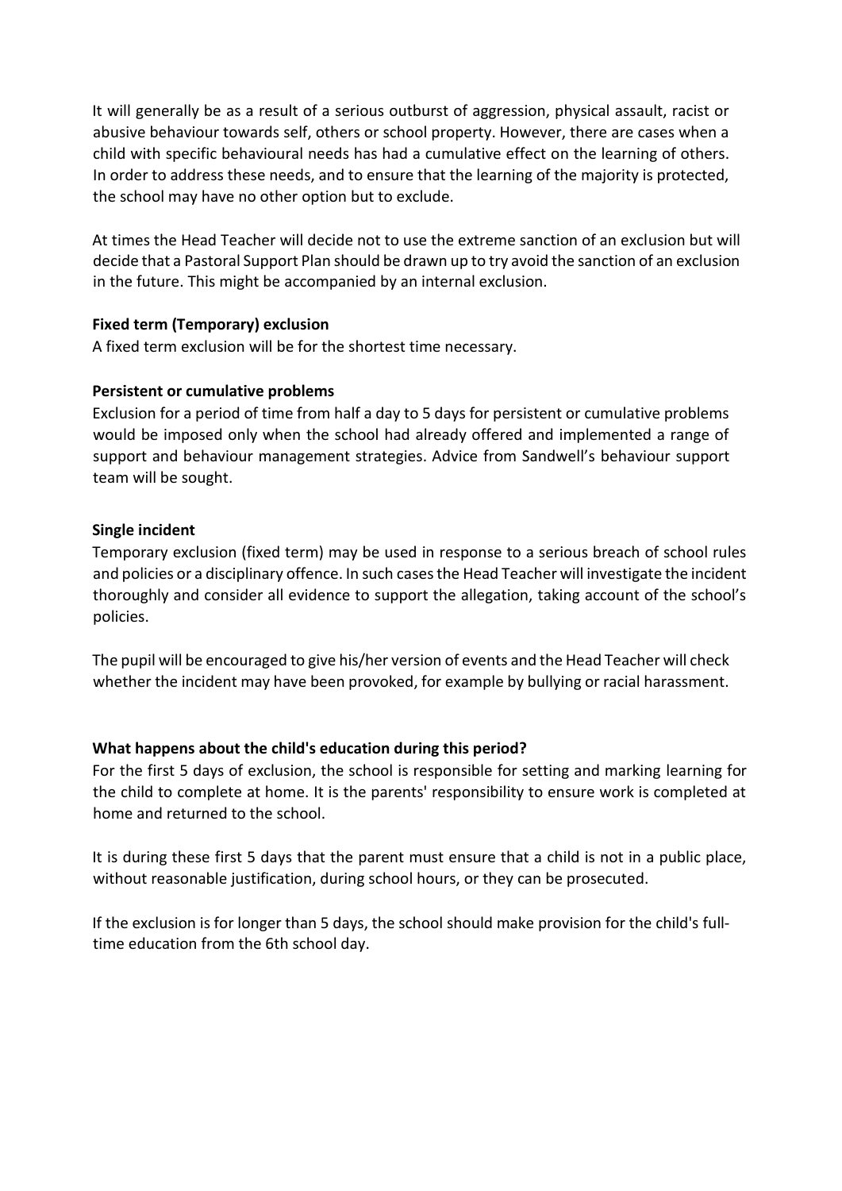It will generally be as a result of a serious outburst of aggression, physical assault, racist or abusive behaviour towards self, others or school property. However, there are cases when a child with specific behavioural needs has had a cumulative effect on the learning of others. In order to address these needs, and to ensure that the learning of the majority is protected, the school may have no other option but to exclude.

At times the Head Teacher will decide not to use the extreme sanction of an exclusion but will decide that a Pastoral Support Plan should be drawn up to try avoid the sanction of an exclusion in the future. This might be accompanied by an internal exclusion.

**Fixed term (Temporary) exclusion**

A fixed term exclusion will be for the shortest time necessary.

**Persistent or cumulative problems**

Exclusion for a period of time from half a day to 5 days for persistent or cumulative problems would be imposed only when the school had already offered and implemented a range of support and behaviour management strategies. Advice from Sandwell's behaviour support team will be sought.

**Single incident**

Temporary exclusion (fixed term) may be used in response to a serious breach of school rules and policies or a disciplinary offence. In such cases the Head Teacher will investigate the incident thoroughly and consider all evidence to support the allegation, taking account of the school's policies.

The pupil will be encouraged to give his/her version of events and the Head Teacher will check whether the incident may have been provoked, for example by bullying or racial harassment.

**What happens about the child's education during this period?**

For the first 5 days of exclusion, the school is responsible for setting and marking learning for the child to complete at home. It is the parents' responsibility to ensure work is completed at home and returned to the school.

It is during these first 5 days that the parent must ensure that a child is not in a public place, without reasonable justification, during school hours, or they can be prosecuted.

If the exclusion is for longer than 5 days, the school should make provision for the child's full-time education from the 6th school day.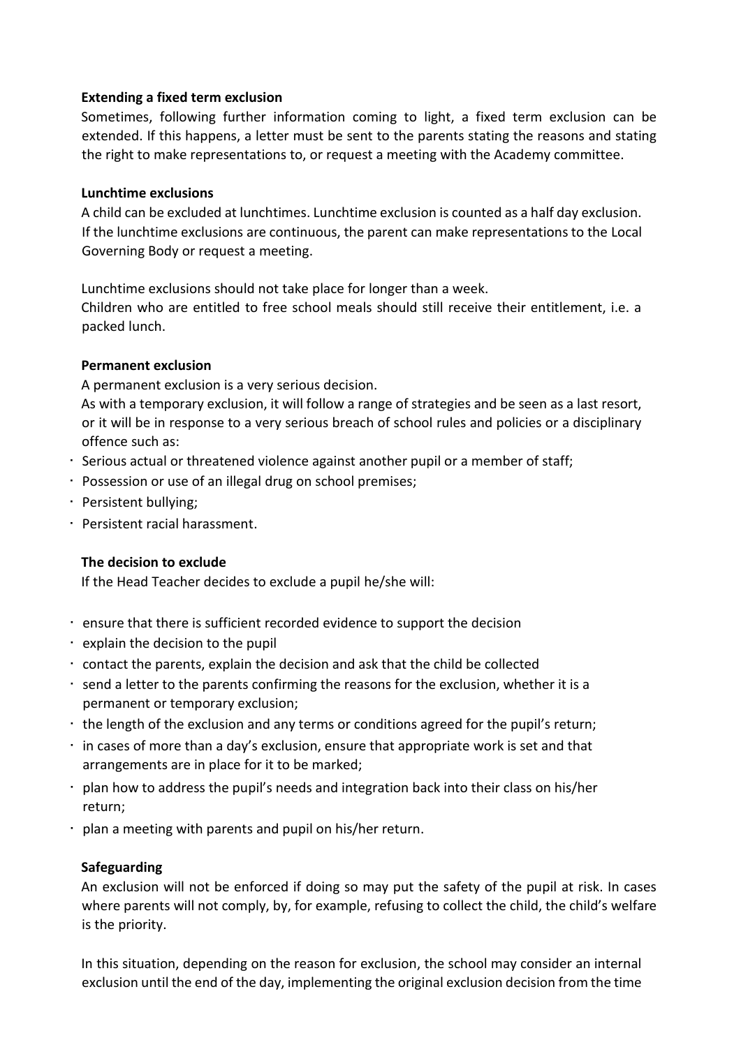**Extending a fixed term exclusion**

Sometimes, following further information coming to light, a fixed term exclusion can be extended. If this happens, a letter must be sent to the parents stating the reasons and stating the right to make representations to, or request a meeting with the Academy committee.

**Lunchtime exclusions**

A child can be excluded at lunchtimes. Lunchtime exclusion is counted as a half day exclusion. If the lunchtime exclusions are continuous, the parent can make representations to the Local Governing Body or request a meeting.

Lunchtime exclusions should not take place for longer than a week.
Children who are entitled to free school meals should still receive their entitlement, i.e. a packed lunch.

**Permanent exclusion**

A permanent exclusion is a very serious decision.
As with a temporary exclusion, it will follow a range of strategies and be seen as a last resort, or it will be in response to a very serious breach of school rules and policies or a disciplinary offence such as:

- Serious actual or threatened violence against another pupil or a member of staff;
- Possession or use of an illegal drug on school premises;
- Persistent bullying;
- Persistent racial harassment.

**The decision to exclude**

If the Head Teacher decides to exclude a pupil he/she will:

- ensure that there is sufficient recorded evidence to support the decision
- explain the decision to the pupil
- contact the parents, explain the decision and ask that the child be collected
- send a letter to the parents confirming the reasons for the exclusion, whether it is a permanent or temporary exclusion;
- the length of the exclusion and any terms or conditions agreed for the pupil's return;
- in cases of more than a day's exclusion, ensure that appropriate work is set and that arrangements are in place for it to be marked;
- plan how to address the pupil's needs and integration back into their class on his/her return;
- plan a meeting with parents and pupil on his/her return.

**Safeguarding**

An exclusion will not be enforced if doing so may put the safety of the pupil at risk. In cases where parents will not comply, by, for example, refusing to collect the child, the child's welfare is the priority.

In this situation, depending on the reason for exclusion, the school may consider an internal exclusion until the end of the day, implementing the original exclusion decision from the time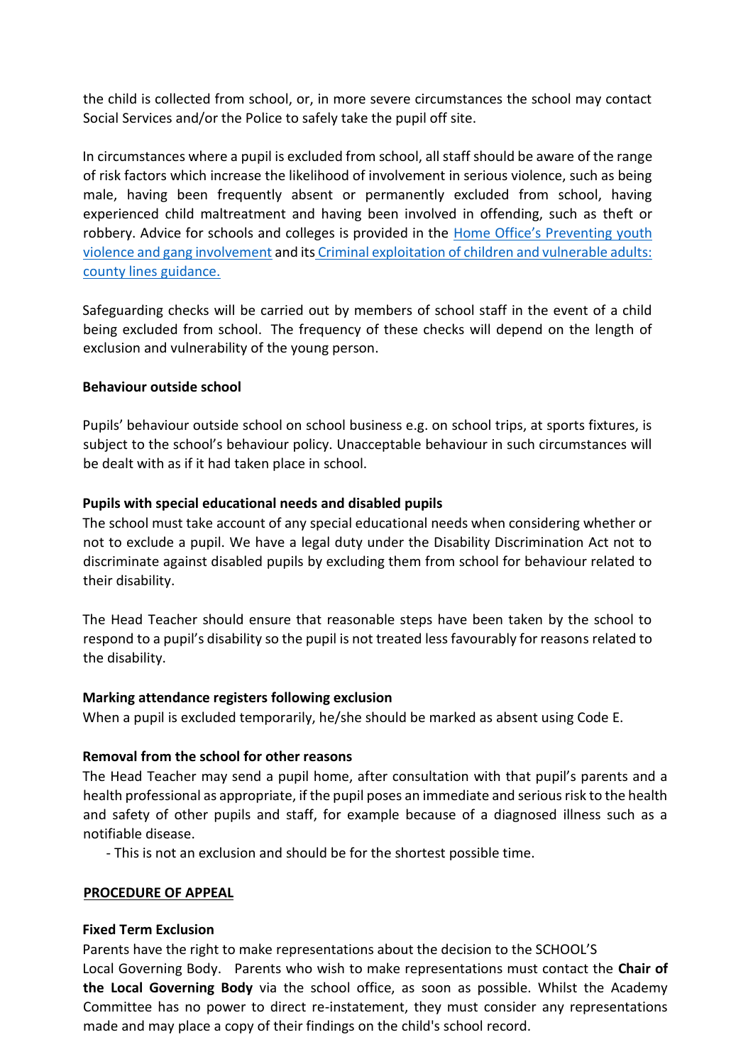the child is collected from school, or, in more severe circumstances the school may contact Social Services and/or the Police to safely take the pupil off site.

In circumstances where a pupil is excluded from school, all staff should be aware of the range of risk factors which increase the likelihood of involvement in serious violence, such as being male, having been frequently absent or permanently excluded from school, having experienced child maltreatment and having been involved in offending, such as theft or robbery. Advice for schools and colleges is provided in the [Home Office's Preventing youth violence and gang involvement]() and its [Criminal exploitation of children and vulnerable adults: county lines guidance.]()

Safeguarding checks will be carried out by members of school staff in the event of a child being excluded from school. The frequency of these checks will depend on the length of exclusion and vulnerability of the young person.

**Behaviour outside school**

Pupils' behaviour outside school on school business e.g. on school trips, at sports fixtures, is subject to the school's behaviour policy. Unacceptable behaviour in such circumstances will be dealt with as if it had taken place in school.

**Pupils with special educational needs and disabled pupils**

The school must take account of any special educational needs when considering whether or not to exclude a pupil. We have a legal duty under the Disability Discrimination Act not to discriminate against disabled pupils by excluding them from school for behaviour related to their disability.

The Head Teacher should ensure that reasonable steps have been taken by the school to respond to a pupil's disability so the pupil is not treated less favourably for reasons related to the disability.

**Marking attendance registers following exclusion**

When a pupil is excluded temporarily, he/she should be marked as absent using Code E.

**Removal from the school for other reasons**

The Head Teacher may send a pupil home, after consultation with that pupil's parents and a health professional as appropriate, if the pupil poses an immediate and serious risk to the health and safety of other pupils and staff, for example because of a diagnosed illness such as a notifiable disease.

- This is not an exclusion and should be for the shortest possible time.

**PROCEDURE OF APPEAL**

**Fixed Term Exclusion**

Parents have the right to make representations about the decision to the SCHOOL'S Local Governing Body. Parents who wish to make representations must contact the **Chair of the Local Governing Body** via the school office, as soon as possible. Whilst the Academy Committee has no power to direct re-instatement, they must consider any representations made and may place a copy of their findings on the child's school record.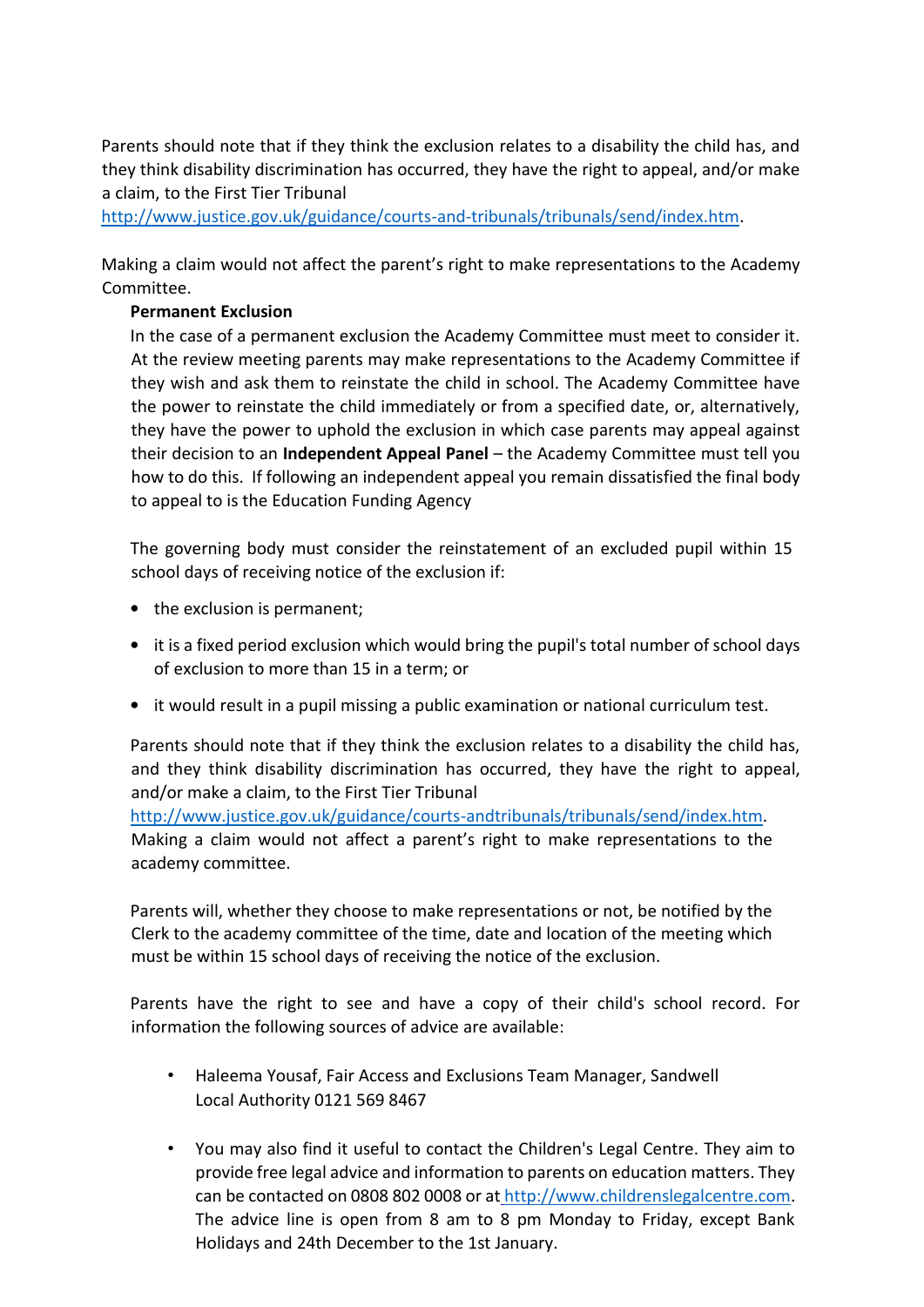Parents should note that if they think the exclusion relates to a disability the child has, and they think disability discrimination has occurred, they have the right to appeal, and/or make a claim, to the First Tier Tribunal http://www.justice.gov.uk/guidance/courts-and-tribunals/tribunals/send/index.htm.

Making a claim would not affect the parent's right to make representations to the Academy Committee.

**Permanent Exclusion**

In the case of a permanent exclusion the Academy Committee must meet to consider it. At the review meeting parents may make representations to the Academy Committee if they wish and ask them to reinstate the child in school. The Academy Committee have the power to reinstate the child immediately or from a specified date, or, alternatively, they have the power to uphold the exclusion in which case parents may appeal against their decision to an **Independent Appeal Panel** – the Academy Committee must tell you how to do this. If following an independent appeal you remain dissatisfied the final body to appeal to is the Education Funding Agency

The governing body must consider the reinstatement of an excluded pupil within 15 school days of receiving notice of the exclusion if:

- the exclusion is permanent;
- it is a fixed period exclusion which would bring the pupil's total number of school days of exclusion to more than 15 in a term; or
- it would result in a pupil missing a public examination or national curriculum test.

Parents should note that if they think the exclusion relates to a disability the child has, and they think disability discrimination has occurred, they have the right to appeal, and/or make a claim, to the First Tier Tribunal http://www.justice.gov.uk/guidance/courts-andtribunals/tribunals/send/index.htm. Making a claim would not affect a parent's right to make representations to the academy committee.

Parents will, whether they choose to make representations or not, be notified by the Clerk to the academy committee of the time, date and location of the meeting which must be within 15 school days of receiving the notice of the exclusion.

Parents have the right to see and have a copy of their child's school record. For information the following sources of advice are available:

- Haleema Yousaf, Fair Access and Exclusions Team Manager, Sandwell Local Authority 0121 569 8467
- You may also find it useful to contact the Children's Legal Centre. They aim to provide free legal advice and information to parents on education matters. They can be contacted on 0808 802 0008 or at http://www.childrenslegalcentre.com. The advice line is open from 8 am to 8 pm Monday to Friday, except Bank Holidays and 24th December to the 1st January.